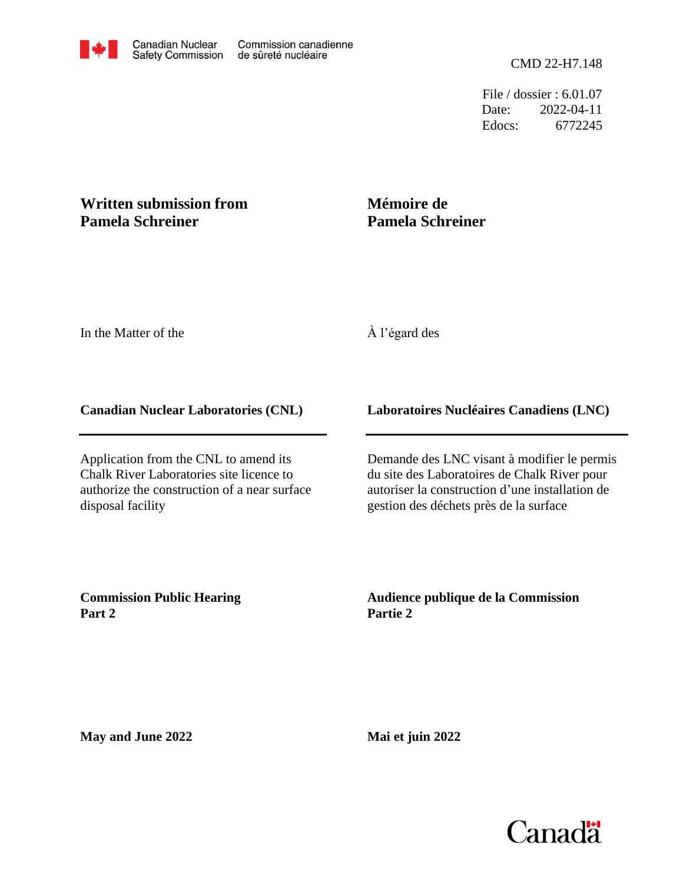Canadian Nuclear Safety Commission | Commission canadienne de sûreté nucléaire

CMD 22-H7.148

File / dossier : 6.01.07
Date: 2022-04-11
Edocs: 6772245

**Written submission from Pamela Schreiner**

**Mémoire de Pamela Schreiner**

In the Matter of the

À l'égard des

**Canadian Nuclear Laboratories (CNL)**

**Laboratoires Nucléaires Canadiens (LNC)**

Application from the CNL to amend its Chalk River Laboratories site licence to authorize the construction of a near surface disposal facility

Demande des LNC visant à modifier le permis du site des Laboratoires de Chalk River pour autoriser la construction d'une installation de gestion des déchets près de la surface

**Commission Public Hearing Part 2**

**Audience publique de la Commission Partie 2**

**May and June 2022**

**Mai et juin 2022**

Canada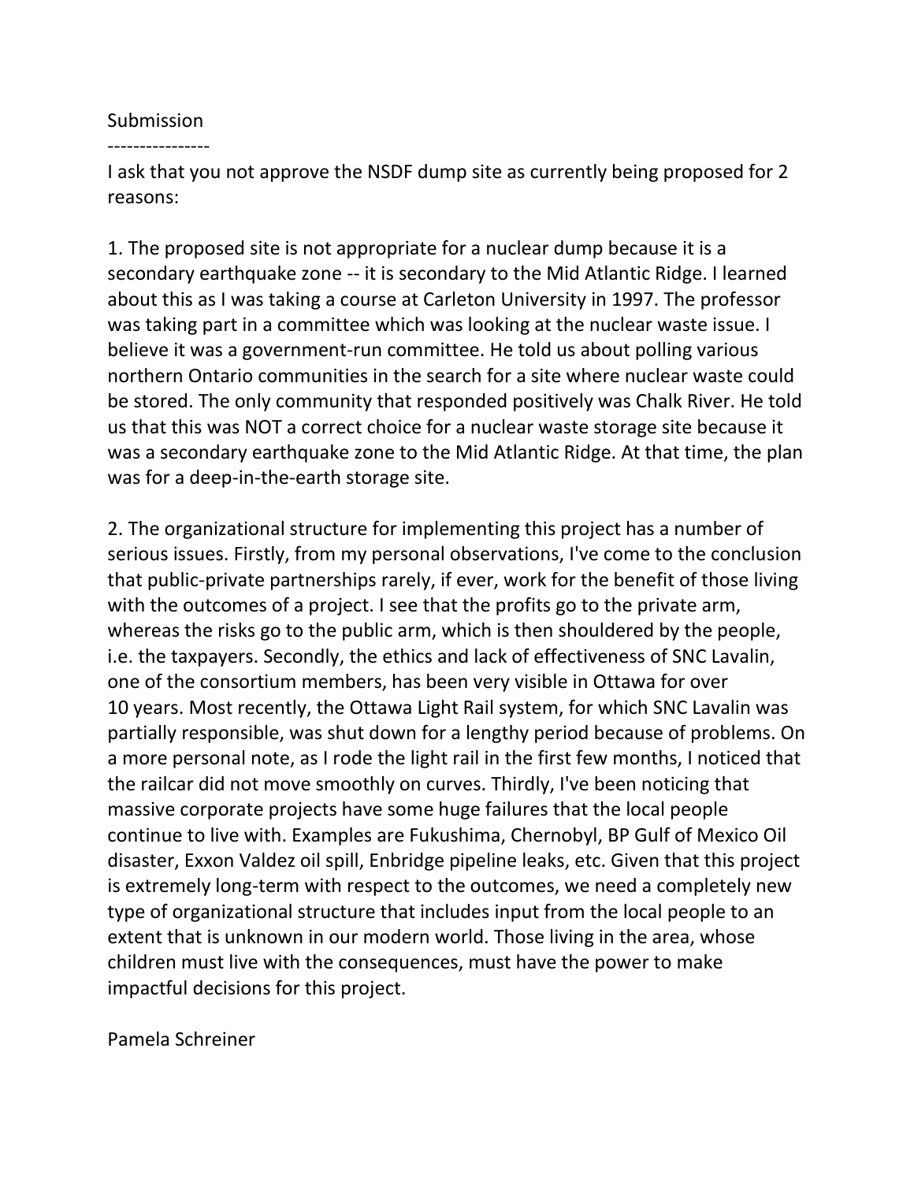Submission

----------------

I ask that you not approve the NSDF dump site as currently being proposed for 2 reasons:

1. The proposed site is not appropriate for a nuclear dump because it is a secondary earthquake zone -- it is secondary to the Mid Atlantic Ridge. I learned about this as I was taking a course at Carleton University in 1997. The professor was taking part in a committee which was looking at the nuclear waste issue. I believe it was a government-run committee. He told us about polling various northern Ontario communities in the search for a site where nuclear waste could be stored. The only community that responded positively was Chalk River. He told us that this was NOT a correct choice for a nuclear waste storage site because it was a secondary earthquake zone to the Mid Atlantic Ridge. At that time, the plan was for a deep-in-the-earth storage site.

2. The organizational structure for implementing this project has a number of serious issues. Firstly, from my personal observations, I've come to the conclusion that public-private partnerships rarely, if ever, work for the benefit of those living with the outcomes of a project. I see that the profits go to the private arm, whereas the risks go to the public arm, which is then shouldered by the people, i.e. the taxpayers. Secondly, the ethics and lack of effectiveness of SNC Lavalin, one of the consortium members, has been very visible in Ottawa for over 10 years. Most recently, the Ottawa Light Rail system, for which SNC Lavalin was partially responsible, was shut down for a lengthy period because of problems. On a more personal note, as I rode the light rail in the first few months, I noticed that the railcar did not move smoothly on curves. Thirdly, I've been noticing that massive corporate projects have some huge failures that the local people continue to live with. Examples are Fukushima, Chernobyl, BP Gulf of Mexico Oil disaster, Exxon Valdez oil spill, Enbridge pipeline leaks, etc. Given that this project is extremely long-term with respect to the outcomes, we need a completely new type of organizational structure that includes input from the local people to an extent that is unknown in our modern world. Those living in the area, whose children must live with the consequences, must have the power to make impactful decisions for this project.

Pamela Schreiner